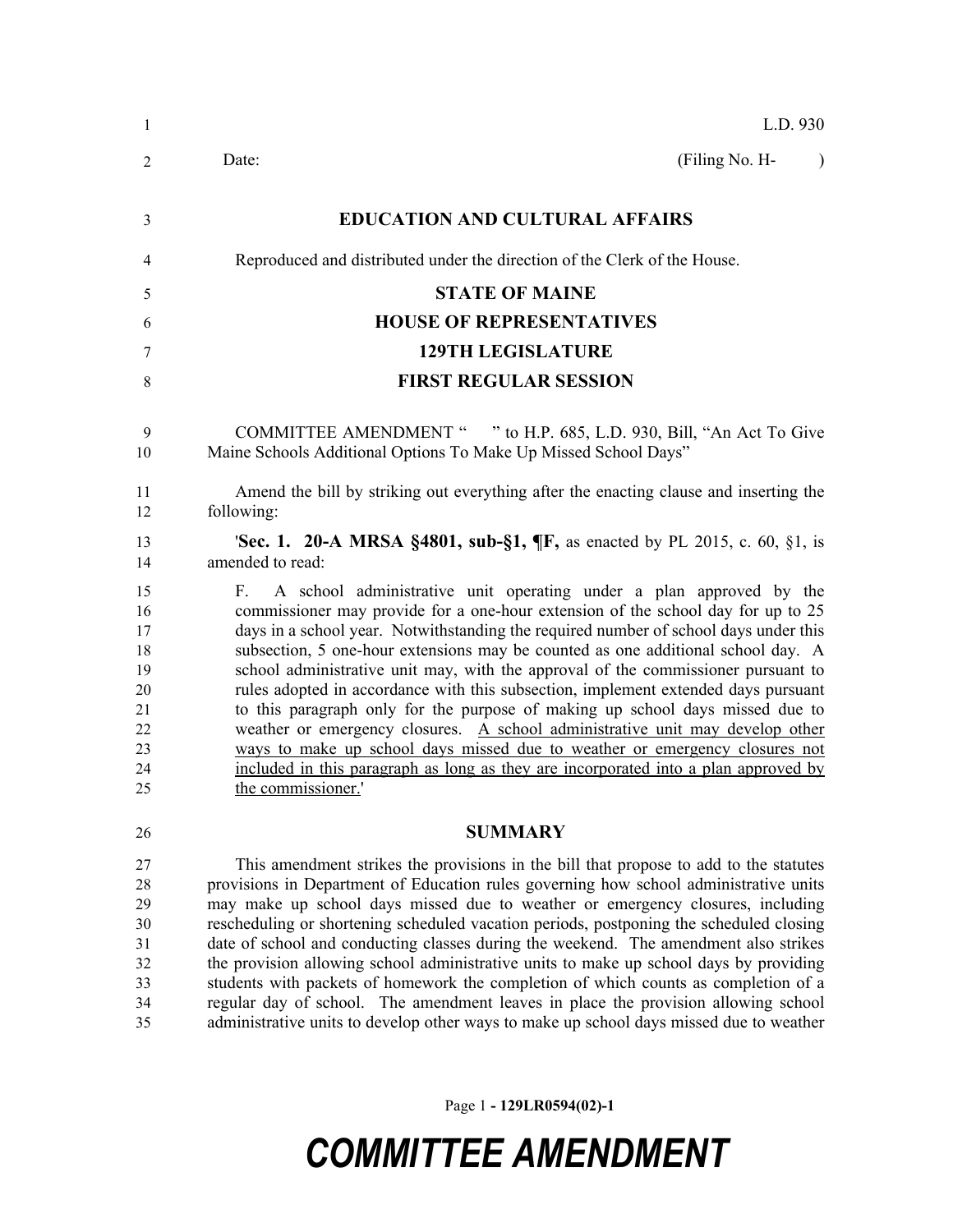L.D. 930

Date: (Filing No. H- )

# EDUCATION AND CULTURAL AFFAIRS

Reproduced and distributed under the direction of the Clerk of the House.

## STATE OF MAINE
## HOUSE OF REPRESENTATIVES
## 129TH LEGISLATURE
## FIRST REGULAR SESSION

COMMITTEE AMENDMENT " " to H.P. 685, L.D. 930, Bill, "An Act To Give Maine Schools Additional Options To Make Up Missed School Days"

Amend the bill by striking out everything after the enacting clause and inserting the following:

'**Sec. 1. 20-A MRSA §4801, sub-§1, ¶F,** as enacted by PL 2015, c. 60, §1, is amended to read:

F. A school administrative unit operating under a plan approved by the commissioner may provide for a one-hour extension of the school day for up to 25 days in a school year. Notwithstanding the required number of school days under this subsection, 5 one-hour extensions may be counted as one additional school day. A school administrative unit may, with the approval of the commissioner pursuant to rules adopted in accordance with this subsection, implement extended days pursuant to this paragraph only for the purpose of making up school days missed due to weather or emergency closures. <u>A school administrative unit may develop other ways to make up school days missed due to weather or emergency closures not included in this paragraph as long as they are incorporated into a plan approved by the commissioner.</u>'

## SUMMARY

This amendment strikes the provisions in the bill that propose to add to the statutes provisions in Department of Education rules governing how school administrative units may make up school days missed due to weather or emergency closures, including rescheduling or shortening scheduled vacation periods, postponing the scheduled closing date of school and conducting classes during the weekend. The amendment also strikes the provision allowing school administrative units to make up school days by providing students with packets of homework the completion of which counts as completion of a regular day of school. The amendment leaves in place the provision allowing school administrative units to develop other ways to make up school days missed due to weather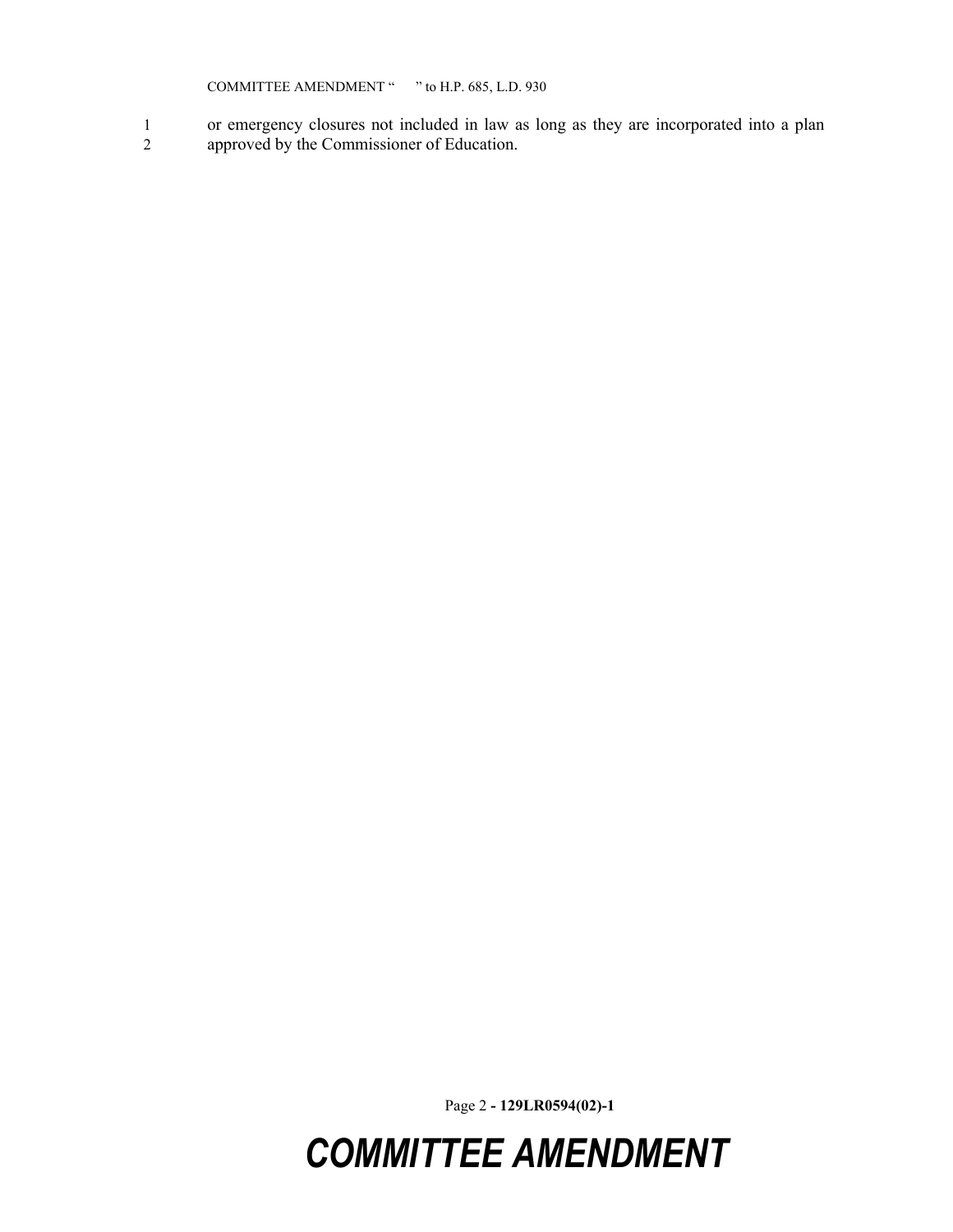or emergency closures not included in law as long as they are incorporated into a plan approved by the Commissioner of Education.